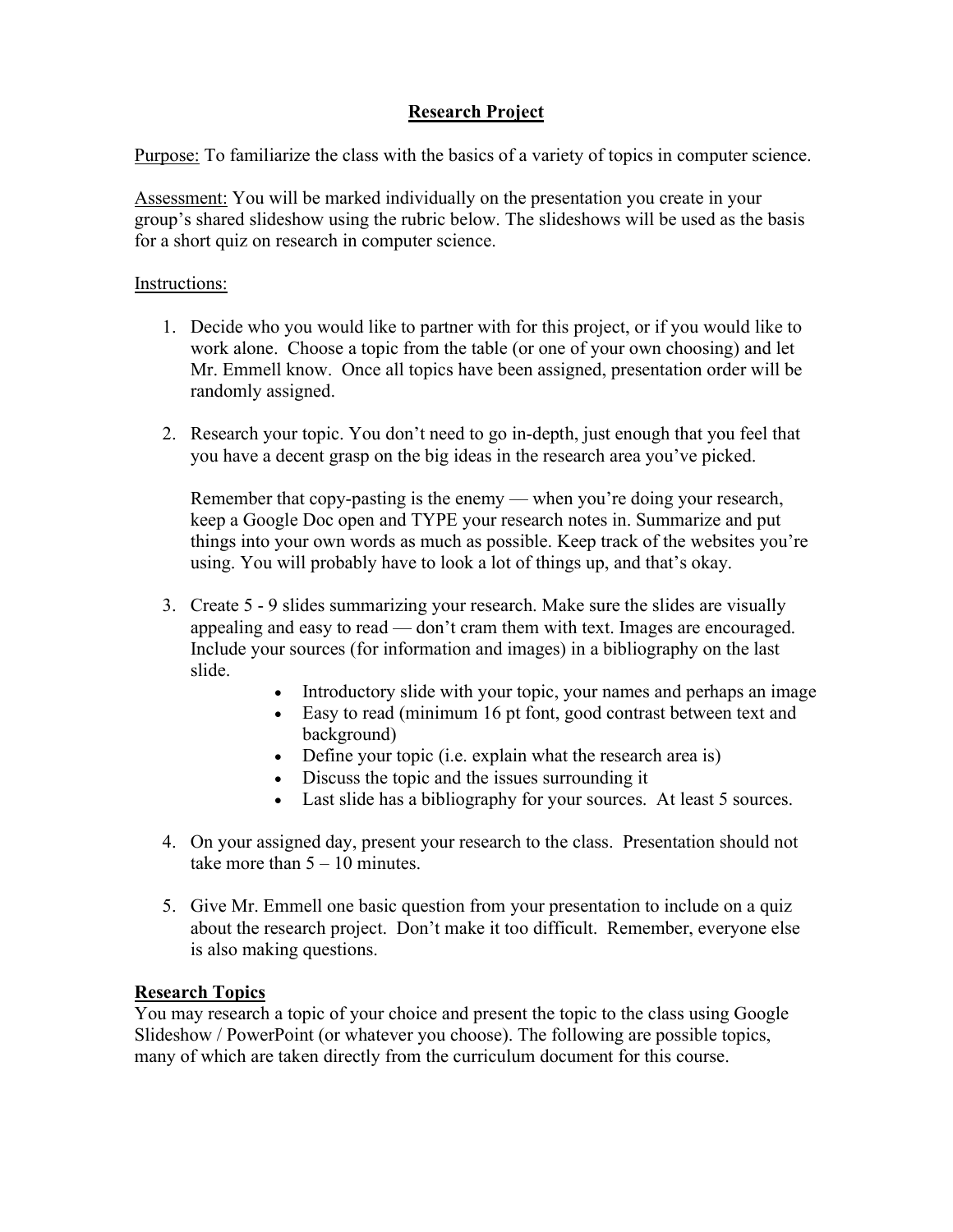# Research Project

<u>Purpose:</u> To familiarize the class with the basics of a variety of topics in computer science.

<u>Assessment:</u> You will be marked individually on the presentation you create in your group's shared slideshow using the rubric below. The slideshows will be used as the basis for a short quiz on research in computer science.

<u>Instructions:</u>

1. Decide who you would like to partner with for this project, or if you would like to work alone. Choose a topic from the table (or one of your own choosing) and let Mr. Emmell know. Once all topics have been assigned, presentation order will be randomly assigned.

2. Research your topic. You don't need to go in-depth, just enough that you feel that you have a decent grasp on the big ideas in the research area you've picked.

   Remember that copy-pasting is the enemy — when you're doing your research, keep a Google Doc open and TYPE your research notes in. Summarize and put things into your own words as much as possible. Keep track of the websites you're using. You will probably have to look a lot of things up, and that's okay.

3. Create 5 - 9 slides summarizing your research. Make sure the slides are visually appealing and easy to read — don't cram them with text. Images are encouraged. Include your sources (for information and images) in a bibliography on the last slide.
   - Introductory slide with your topic, your names and perhaps an image
   - Easy to read (minimum 16 pt font, good contrast between text and background)
   - Define your topic (i.e. explain what the research area is)
   - Discuss the topic and the issues surrounding it
   - Last slide has a bibliography for your sources. At least 5 sources.

4. On your assigned day, present your research to the class. Presentation should not take more than 5 – 10 minutes.

5. Give Mr. Emmell one basic question from your presentation to include on a quiz about the research project. Don't make it too difficult. Remember, everyone else is also making questions.

## Research Topics

You may research a topic of your choice and present the topic to the class using Google Slideshow / PowerPoint (or whatever you choose). The following are possible topics, many of which are taken directly from the curriculum document for this course.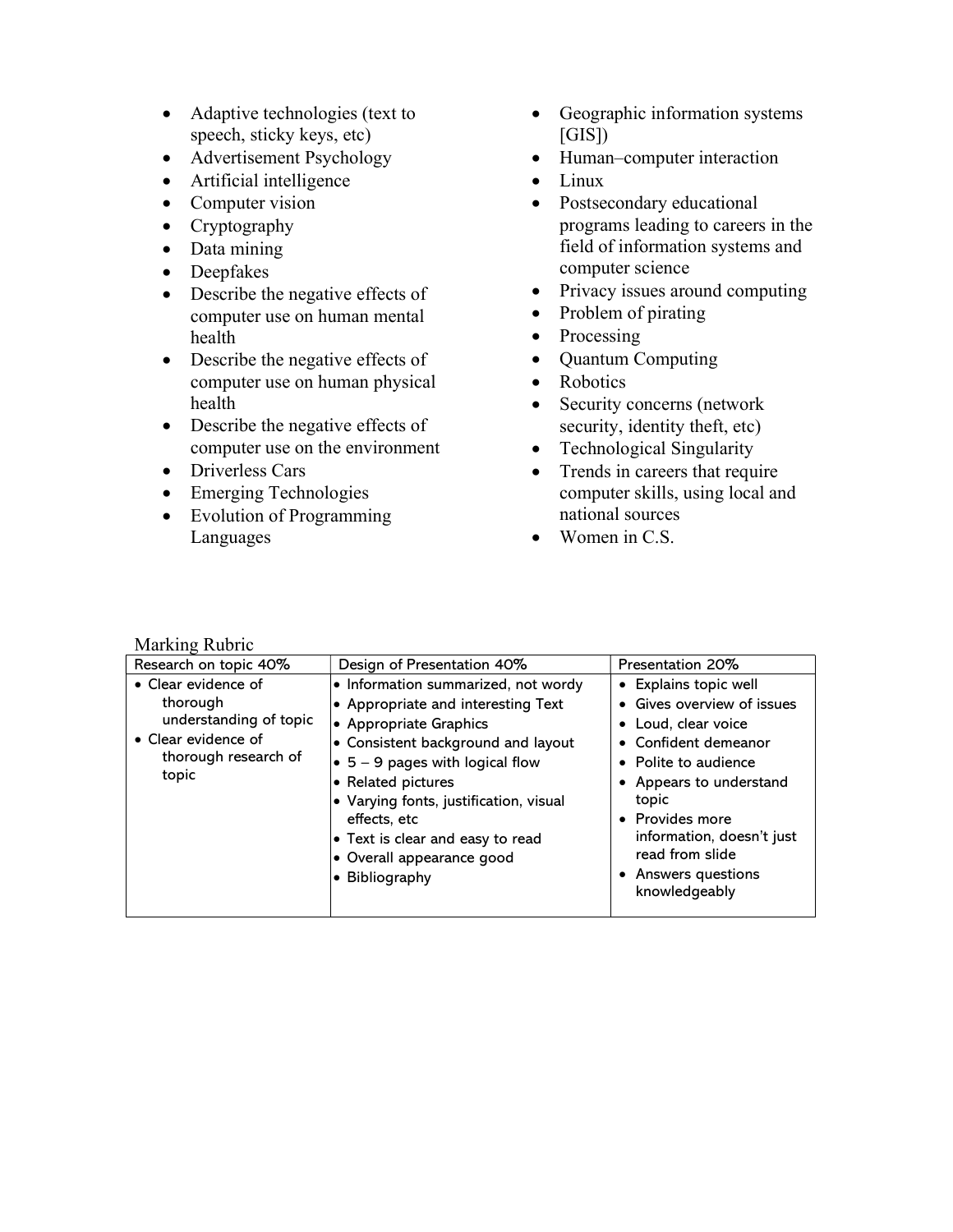- Adaptive technologies (text to speech, sticky keys, etc)
- Advertisement Psychology
- Artificial intelligence
- Computer vision
- Cryptography
- Data mining
- Deepfakes
- Describe the negative effects of computer use on human mental health
- Describe the negative effects of computer use on human physical health
- Describe the negative effects of computer use on the environment
- Driverless Cars
- Emerging Technologies
- Evolution of Programming Languages
- Geographic information systems [GIS])
- Human–computer interaction
- Linux
- Postsecondary educational programs leading to careers in the field of information systems and computer science
- Privacy issues around computing
- Problem of pirating
- Processing
- Quantum Computing
- Robotics
- Security concerns (network security, identity theft, etc)
- Technological Singularity
- Trends in careers that require computer skills, using local and national sources
- Women in C.S.

Marking Rubric

| Research on topic 40% | Design of Presentation 40% | Presentation 20% |
|---|---|---|
| • Clear evidence of thorough understanding of topic<br>• Clear evidence of thorough research of topic | • Information summarized, not wordy<br>• Appropriate and interesting Text<br>• Appropriate Graphics<br>• Consistent background and layout<br>• 5 – 9 pages with logical flow<br>• Related pictures<br>• Varying fonts, justification, visual effects, etc<br>• Text is clear and easy to read<br>• Overall appearance good<br>• Bibliography | • Explains topic well<br>• Gives overview of issues<br>• Loud, clear voice<br>• Confident demeanor<br>• Polite to audience<br>• Appears to understand topic<br>• Provides more information, doesn't just read from slide<br>• Answers questions knowledgeably |